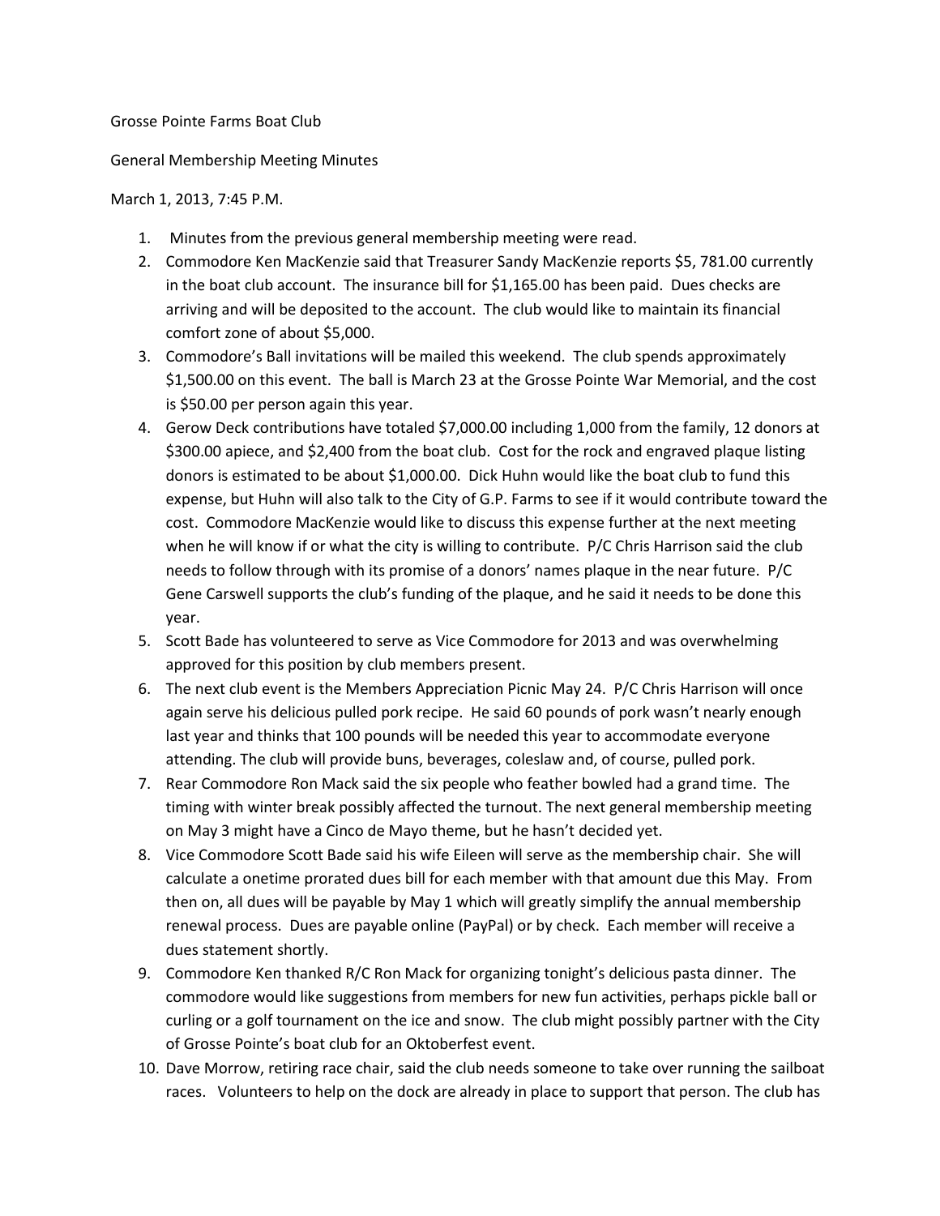Grosse Pointe Farms Boat Club

General Membership Meeting Minutes

March 1, 2013, 7:45 P.M.

1. Minutes from the previous general membership meeting were read.
2. Commodore Ken MacKenzie said that Treasurer Sandy MacKenzie reports $5, 781.00 currently in the boat club account. The insurance bill for $1,165.00 has been paid. Dues checks are arriving and will be deposited to the account. The club would like to maintain its financial comfort zone of about $5,000.
3. Commodore's Ball invitations will be mailed this weekend. The club spends approximately $1,500.00 on this event. The ball is March 23 at the Grosse Pointe War Memorial, and the cost is $50.00 per person again this year.
4. Gerow Deck contributions have totaled $7,000.00 including 1,000 from the family, 12 donors at $300.00 apiece, and $2,400 from the boat club. Cost for the rock and engraved plaque listing donors is estimated to be about $1,000.00. Dick Huhn would like the boat club to fund this expense, but Huhn will also talk to the City of G.P. Farms to see if it would contribute toward the cost. Commodore MacKenzie would like to discuss this expense further at the next meeting when he will know if or what the city is willing to contribute. P/C Chris Harrison said the club needs to follow through with its promise of a donors' names plaque in the near future. P/C Gene Carswell supports the club's funding of the plaque, and he said it needs to be done this year.
5. Scott Bade has volunteered to serve as Vice Commodore for 2013 and was overwhelming approved for this position by club members present.
6. The next club event is the Members Appreciation Picnic May 24. P/C Chris Harrison will once again serve his delicious pulled pork recipe. He said 60 pounds of pork wasn't nearly enough last year and thinks that 100 pounds will be needed this year to accommodate everyone attending. The club will provide buns, beverages, coleslaw and, of course, pulled pork.
7. Rear Commodore Ron Mack said the six people who feather bowled had a grand time. The timing with winter break possibly affected the turnout. The next general membership meeting on May 3 might have a Cinco de Mayo theme, but he hasn't decided yet.
8. Vice Commodore Scott Bade said his wife Eileen will serve as the membership chair. She will calculate a onetime prorated dues bill for each member with that amount due this May. From then on, all dues will be payable by May 1 which will greatly simplify the annual membership renewal process. Dues are payable online (PayPal) or by check. Each member will receive a dues statement shortly.
9. Commodore Ken thanked R/C Ron Mack for organizing tonight's delicious pasta dinner. The commodore would like suggestions from members for new fun activities, perhaps pickle ball or curling or a golf tournament on the ice and snow. The club might possibly partner with the City of Grosse Pointe's boat club for an Oktoberfest event.
10. Dave Morrow, retiring race chair, said the club needs someone to take over running the sailboat races. Volunteers to help on the dock are already in place to support that person. The club has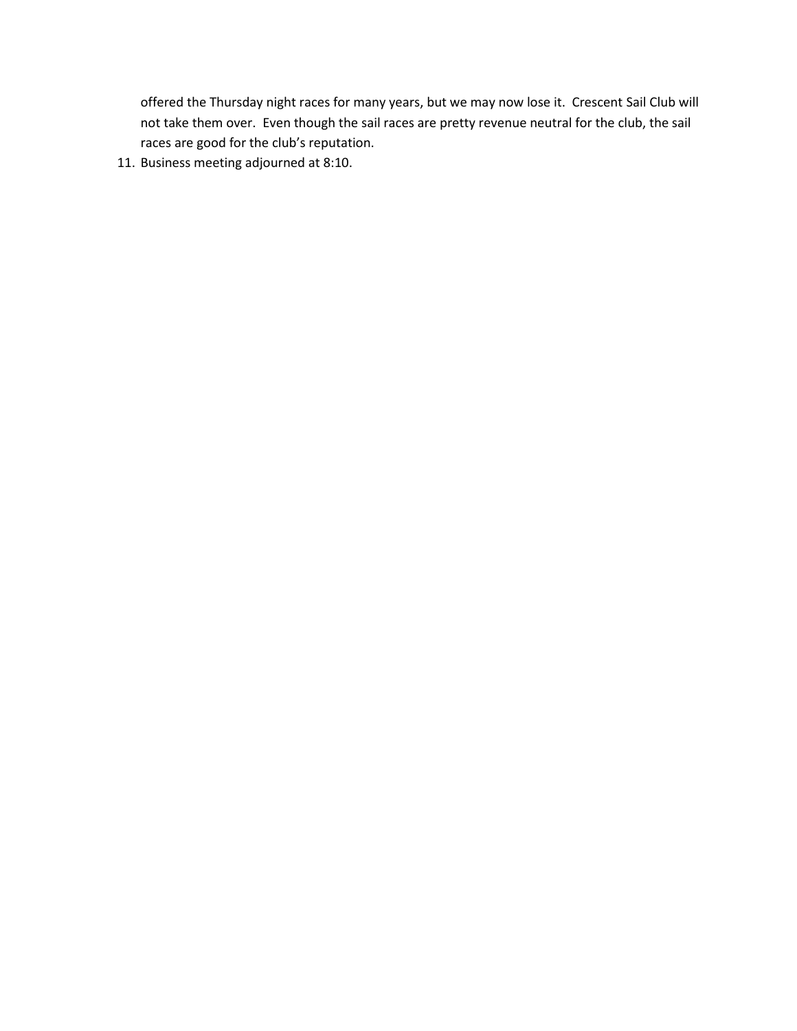offered the Thursday night races for many years, but we may now lose it. Crescent Sail Club will not take them over. Even though the sail races are pretty revenue neutral for the club, the sail races are good for the club's reputation.

11. Business meeting adjourned at 8:10.